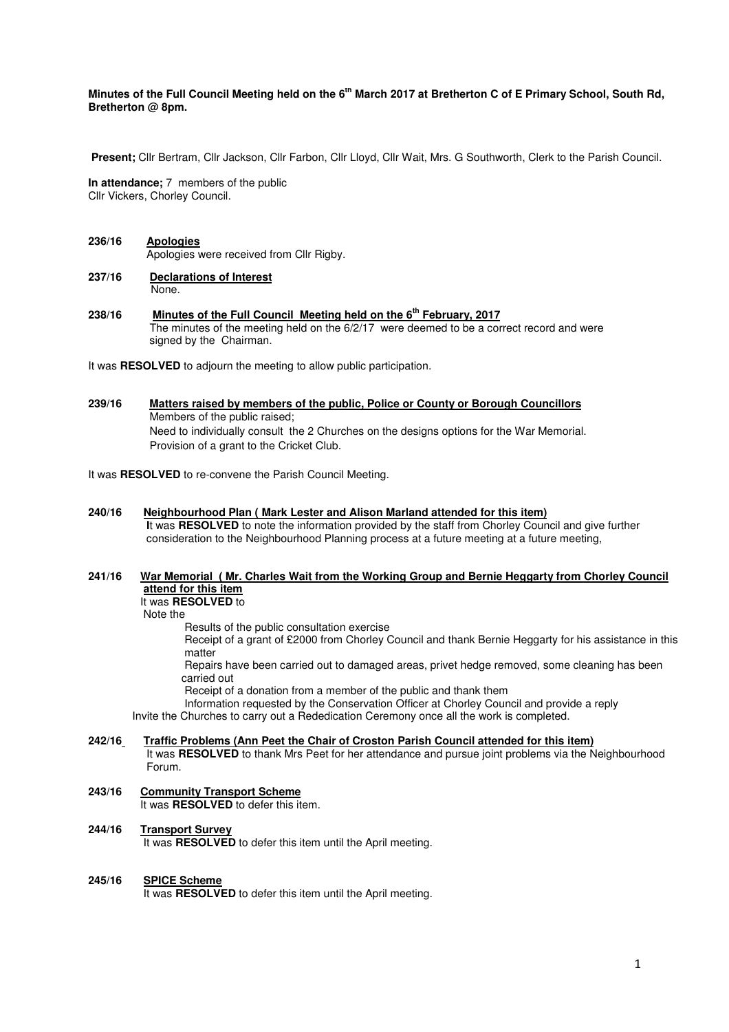**Minutes of the Full Council Meeting held on the 6th March 2017 at Bretherton C of E Primary School, South Rd, Bretherton @ 8pm.**

**Present;** Cllr Bertram, Cllr Jackson, Cllr Farbon, Cllr Lloyd, Cllr Wait, Mrs. G Southworth, Clerk to the Parish Council.

**In attendance;** 7 members of the public
Cllr Vickers, Chorley Council.

**236/16 Apologies**
Apologies were received from Cllr Rigby.

**237/16 Declarations of Interest**
None.

**238/16 Minutes of the Full Council Meeting held on the 6th February, 2017**
The minutes of the meeting held on the 6/2/17 were deemed to be a correct record and were signed by the Chairman.

It was **RESOLVED** to adjourn the meeting to allow public participation.

**239/16 Matters raised by members of the public, Police or County or Borough Councillors**
Members of the public raised;
Need to individually consult the 2 Churches on the designs options for the War Memorial.
Provision of a grant to the Cricket Club.

It was **RESOLVED** to re-convene the Parish Council Meeting.

**240/16 Neighbourhood Plan ( Mark Lester and Alison Marland attended for this item)**
**I**t was **RESOLVED** to note the information provided by the staff from Chorley Council and give further consideration to the Neighbourhood Planning process at a future meeting at a future meeting,

**241/16 War Memorial ( Mr. Charles Wait from the Working Group and Bernie Heggarty from Chorley Council attend for this item**
It was **RESOLVED** to
Note the
Results of the public consultation exercise
Receipt of a grant of £2000 from Chorley Council and thank Bernie Heggarty for his assistance in this matter
Repairs have been carried out to damaged areas, privet hedge removed, some cleaning has been carried out
Receipt of a donation from a member of the public and thank them
Information requested by the Conservation Officer at Chorley Council and provide a reply
Invite the Churches to carry out a Rededication Ceremony once all the work is completed.

**242/16 Traffic Problems (Ann Peet the Chair of Croston Parish Council attended for this item)**
It was **RESOLVED** to thank Mrs Peet for her attendance and pursue joint problems via the Neighbourhood Forum.

**243/16 Community Transport Scheme**
It was **RESOLVED** to defer this item.

**244/16 Transport Survey**
It was **RESOLVED** to defer this item until the April meeting.

**245/16 SPICE Scheme**
It was **RESOLVED** to defer this item until the April meeting.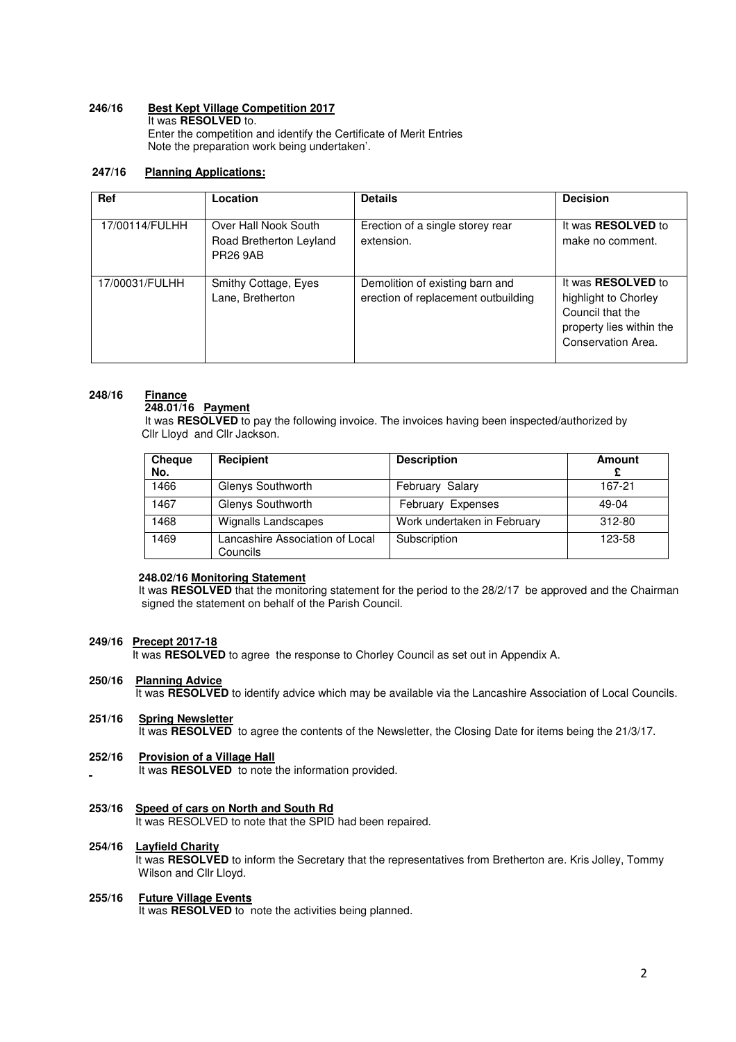**246/16 Best Kept Village Competition 2017**

It was **RESOLVED** to.
Enter the competition and identify the Certificate of Merit Entries
Note the preparation work being undertaken'.

**247/16 Planning Applications:**

| Ref | Location | Details | Decision |
|---|---|---|---|
| 17/00114/FULHH | Over Hall Nook South Road Bretherton Leyland PR26 9AB | Erection of a single storey rear extension. | It was **RESOLVED** to make no comment. |
| 17/00031/FULHH | Smithy Cottage, Eyes Lane, Bretherton | Demolition of existing barn and erection of replacement outbuilding | It was **RESOLVED** to highlight to Chorley Council that the property lies within the Conservation Area. |

**248/16 Finance**

**248.01/16 Payment**

It was **RESOLVED** to pay the following invoice. The invoices having been inspected/authorized by Cllr Lloyd and Cllr Jackson.

| Cheque No. | Recipient | Description | Amount £ |
|---|---|---|---|
| 1466 | Glenys Southworth | February Salary | 167-21 |
| 1467 | Glenys Southworth | February Expenses | 49-04 |
| 1468 | Wignalls Landscapes | Work undertaken in February | 312-80 |
| 1469 | Lancashire Association of Local Councils | Subscription | 123-58 |

**248.02/16 Monitoring Statement**

It was **RESOLVED** that the monitoring statement for the period to the 28/2/17 be approved and the Chairman signed the statement on behalf of the Parish Council.

**249/16 Precept 2017-18**

It was **RESOLVED** to agree the response to Chorley Council as set out in Appendix A.

**250/16 Planning Advice**

It was **RESOLVED** to identify advice which may be available via the Lancashire Association of Local Councils.

**251/16 Spring Newsletter**

It was **RESOLVED** to agree the contents of the Newsletter, the Closing Date for items being the 21/3/17.

**252/16 Provision of a Village Hall**

It was **RESOLVED** to note the information provided.

**253/16 Speed of cars on North and South Rd**

It was RESOLVED to note that the SPID had been repaired.

**254/16 Layfield Charity**

It was **RESOLVED** to inform the Secretary that the representatives from Bretherton are. Kris Jolley, Tommy Wilson and Cllr Lloyd.

**255/16 Future Village Events**

It was **RESOLVED** to note the activities being planned.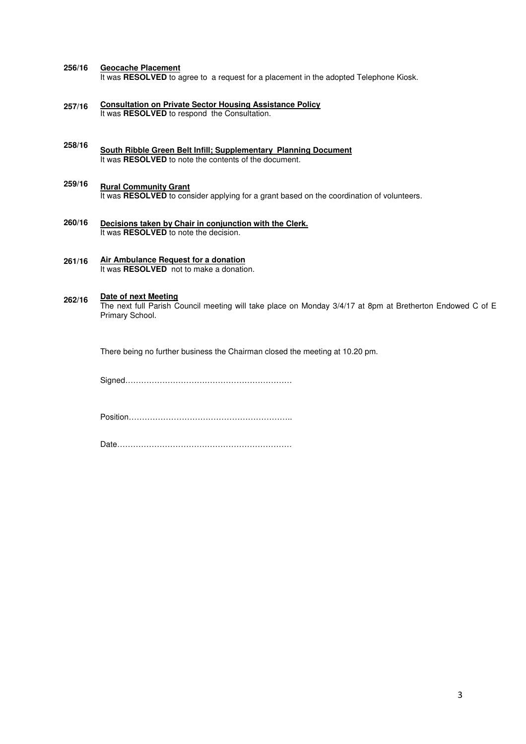**256/16** **Geocache Placement**
It was **RESOLVED** to agree to a request for a placement in the adopted Telephone Kiosk.

**257/16** **Consultation on Private Sector Housing Assistance Policy**
It was **RESOLVED** to respond the Consultation.

**258/16** **South Ribble Green Belt Infill; Supplementary Planning Document**
It was **RESOLVED** to note the contents of the document.

**259/16** **Rural Community Grant**
It was **RESOLVED** to consider applying for a grant based on the coordination of volunteers.

**260/16** **Decisions taken by Chair in conjunction with the Clerk.**
It was **RESOLVED** to note the decision.

**261/16** **Air Ambulance Request for a donation**
It was **RESOLVED** not to make a donation.

**262/16** **Date of next Meeting**
The next full Parish Council meeting will take place on Monday 3/4/17 at 8pm at Bretherton Endowed C of E Primary School.

There being no further business the Chairman closed the meeting at 10.20 pm.

Signed………………………………………………………

Position……………………………………………………..

Date…………………………………………………………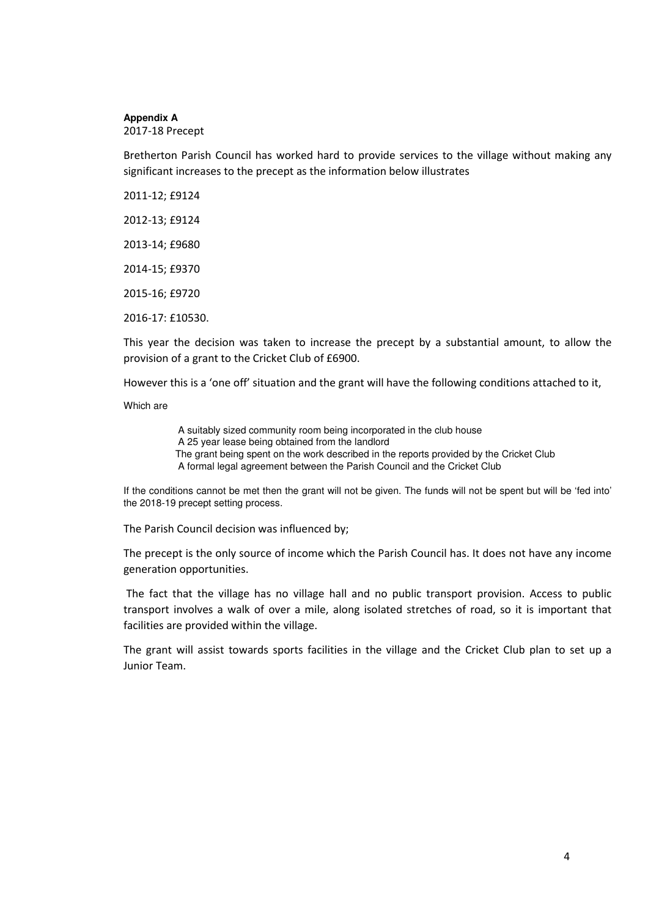**Appendix A**
2017-18 Precept

Bretherton Parish Council has worked hard to provide services to the village without making any significant increases to the precept as the information below illustrates

2011-12; £9124

2012-13; £9124

2013-14; £9680

2014-15; £9370

2015-16; £9720

2016-17: £10530.

This year the decision was taken to increase the precept by a substantial amount, to allow the provision of a grant to the Cricket Club of £6900.

However this is a 'one off' situation and the grant will have the following conditions attached to it,

Which are

- A suitably sized community room being incorporated in the club house
- A 25 year lease being obtained from the landlord
- The grant being spent on the work described in the reports provided by the Cricket Club
- A formal legal agreement between the Parish Council and the Cricket Club

If the conditions cannot be met then the grant will not be given. The funds will not be spent but will be 'fed into' the 2018-19 precept setting process.

The Parish Council decision was influenced by;

The precept is the only source of income which the Parish Council has. It does not have any income generation opportunities.

The fact that the village has no village hall and no public transport provision. Access to public transport involves a walk of over a mile, along isolated stretches of road, so it is important that facilities are provided within the village.

The grant will assist towards sports facilities in the village and the Cricket Club plan to set up a Junior Team.